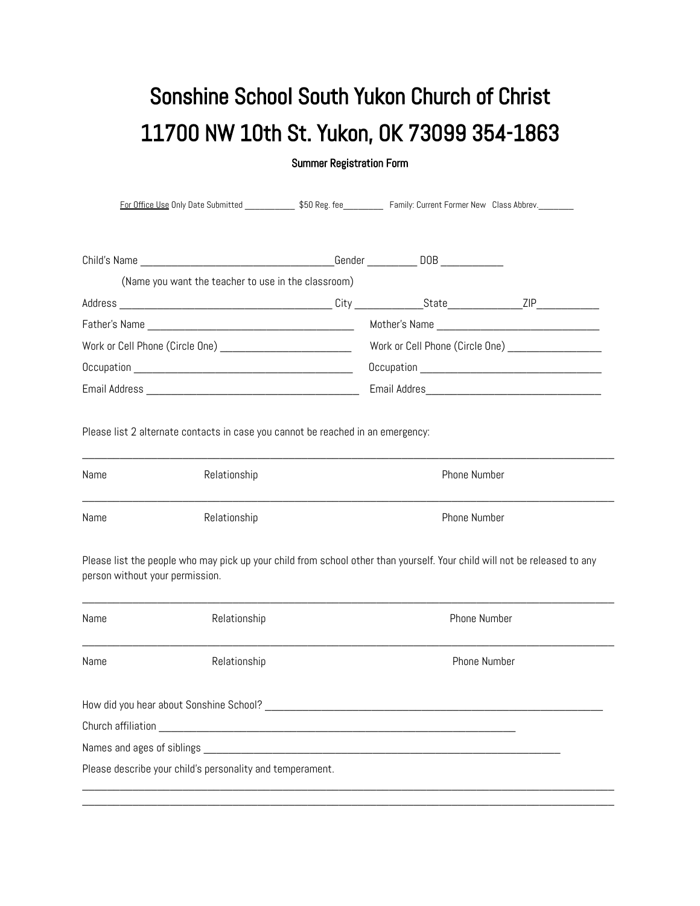# Sonshine School South Yukon Church of Christ

# 11700 NW 10th St. Yukon, OK 73099 354-1863

**Summer Registration Form**

For Office Use Only Date Submitted ___________ $50 Reg. fee_________ Family: Current Former New Class Abbrev.________

Child's Name ___________________________________Gender _________ DOB ___________

(Name you want the teacher to use in the classroom)

Address _______________________________________ City ____________State_____________ZIP___________

Father's Name _____________________________________ Mother's Name ____________________________

Work or Cell Phone (Circle One) ________________________ Work or Cell Phone (Circle One) _________________

Occupation ________________________________________ Occupation _________________________________

Email Address _____________________________________ Email Addres_______________________________

Please list 2 alternate contacts in case you cannot be reached in an emergency:

______________________________________________________________________________________________

Name Relationship Phone Number

______________________________________________________________________________________________

Name Relationship Phone Number

Please list the people who may pick up your child from school other than yourself. Your child will not be released to any person without your permission.

______________________________________________________________________________________________

Name Relationship Phone Number

______________________________________________________________________________________________

Name Relationship Phone Number

How did you hear about Sonshine School? ______________________________________________________________

Church affiliation ____________________________________________________________________

Names and ages of siblings ______________________________________________________________________

Please describe your child's personality and temperament.

______________________________________________________________________________________________

______________________________________________________________________________________________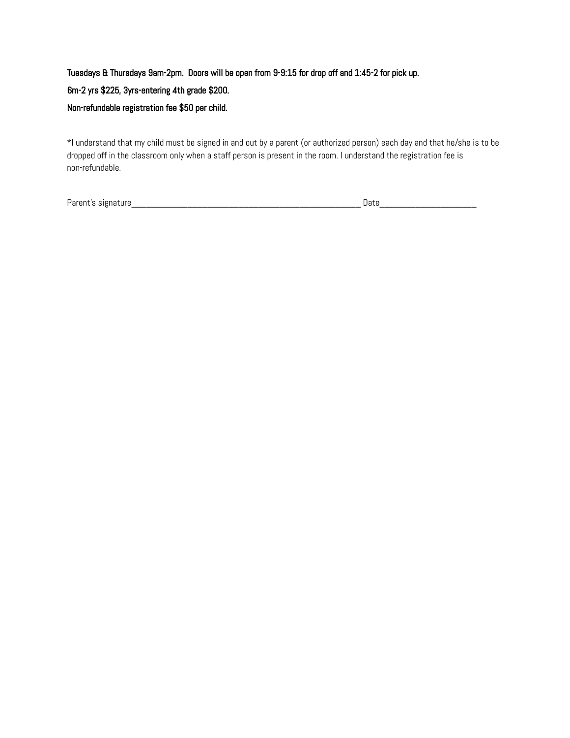**Tuesdays & Thursdays 9am-2pm. Doors will be open from 9-9:15 for drop off and 1:45-2 for pick up.**

**6m-2 yrs $225, 3yrs-entering 4th grade $200.**

**Non-refundable registration fee $50 per child.**

*I understand that my child must be signed in and out by a parent (or authorized person) each day and that he/she is to be dropped off in the classroom only when a staff person is present in the room. I understand the registration fee is non-refundable.

Parent's signature_______________________________________________________ Date_______________________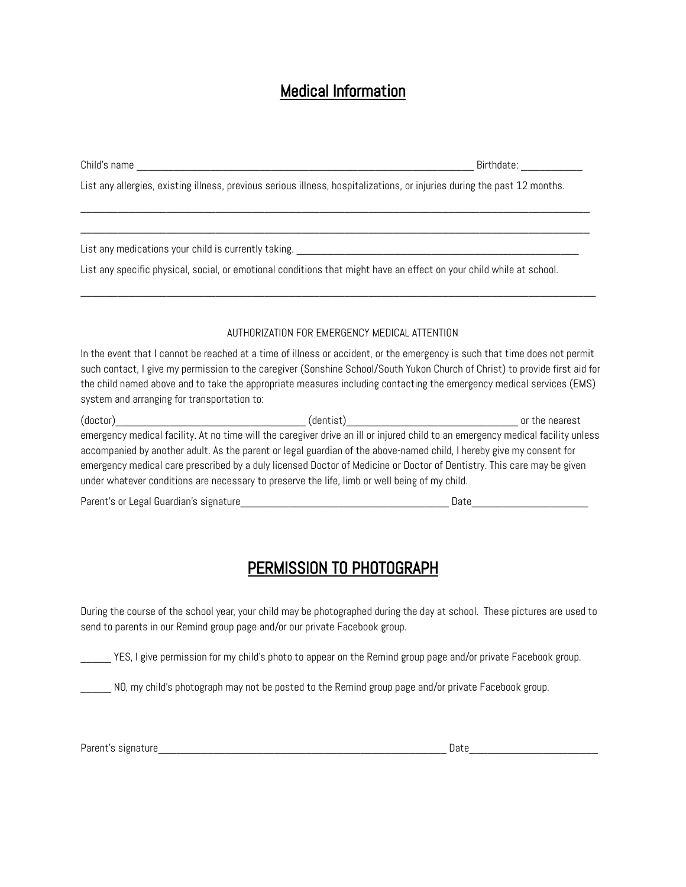# Medical Information

Child's name \_\_\_\_\_\_\_\_\_\_\_\_\_\_\_\_\_\_\_\_\_\_\_\_\_\_\_\_\_\_\_\_\_\_\_\_\_\_\_\_\_\_\_\_\_\_\_\_\_\_\_\_\_\_\_\_\_\_\_\_\_\_ Birthdate: \_\_\_\_\_\_\_\_\_\_\_\_

List any allergies, existing illness, previous serious illness, hospitalizations, or injuries during the past 12 months.

\_\_\_\_\_\_\_\_\_\_\_\_\_\_\_\_\_\_\_\_\_\_\_\_\_\_\_\_\_\_\_\_\_\_\_\_\_\_\_\_\_\_\_\_\_\_\_\_\_\_\_\_\_\_\_\_\_\_\_\_\_\_\_\_\_\_\_\_\_\_\_\_\_\_\_\_\_\_\_\_\_\_\_\_\_\_\_\_\_\_\_\_

\_\_\_\_\_\_\_\_\_\_\_\_\_\_\_\_\_\_\_\_\_\_\_\_\_\_\_\_\_\_\_\_\_\_\_\_\_\_\_\_\_\_\_\_\_\_\_\_\_\_\_\_\_\_\_\_\_\_\_\_\_\_\_\_\_\_\_\_\_\_\_\_\_\_\_\_\_\_\_\_\_\_\_\_\_\_\_\_\_\_\_\_

List any medications your child is currently taking. \_\_\_\_\_\_\_\_\_\_\_\_\_\_\_\_\_\_\_\_\_\_\_\_\_\_\_\_\_\_\_\_\_\_\_\_\_\_\_\_\_\_\_\_\_\_\_\_\_\_\_\_\_\_

List any specific physical, social, or emotional conditions that might have an effect on your child while at school.

\_\_\_\_\_\_\_\_\_\_\_\_\_\_\_\_\_\_\_\_\_\_\_\_\_\_\_\_\_\_\_\_\_\_\_\_\_\_\_\_\_\_\_\_\_\_\_\_\_\_\_\_\_\_\_\_\_\_\_\_\_\_\_\_\_\_\_\_\_\_\_\_\_\_\_\_\_\_\_\_\_\_\_\_\_\_\_\_\_\_\_\_

AUTHORIZATION FOR EMERGENCY MEDICAL ATTENTION

In the event that I cannot be reached at a time of illness or accident, or the emergency is such that time does not permit such contact, I give my permission to the caregiver (Sonshine School/South Yukon Church of Christ) to provide first aid for the child named above and to take the appropriate measures including contacting the emergency medical services (EMS) system and arranging for transportation to:

(doctor)\_\_\_\_\_\_\_\_\_\_\_\_\_\_\_\_\_\_\_\_\_\_\_\_\_\_\_\_\_\_\_\_\_\_\_\_\_ (dentist)\_\_\_\_\_\_\_\_\_\_\_\_\_\_\_\_\_\_\_\_\_\_\_\_\_\_\_\_\_\_\_\_\_\_\_\_ or the nearest emergency medical facility. At no time will the caregiver drive an ill or injured child to an emergency medical facility unless accompanied by another adult. As the parent or legal guardian of the above-named child, I hereby give my consent for emergency medical care prescribed by a duly licensed Doctor of Medicine or Doctor of Dentistry. This care may be given under whatever conditions are necessary to preserve the life, limb or well being of my child.

Parent's or Legal Guardian's signature\_\_\_\_\_\_\_\_\_\_\_\_\_\_\_\_\_\_\_\_\_\_\_\_\_\_\_\_\_\_\_\_\_\_\_\_\_\_\_\_\_\_\_ Date\_\_\_\_\_\_\_\_\_\_\_\_\_\_\_\_\_\_\_\_\_\_\_\_

# PERMISSION TO PHOTOGRAPH

During the course of the school year, your child may be photographed during the day at school. These pictures are used to send to parents in our Remind group page and/or our private Facebook group.

\_\_\_\_\_\_ YES, I give permission for my child's photo to appear on the Remind group page and/or private Facebook group.

\_\_\_\_\_\_ NO, my child's photograph may not be posted to the Remind group page and/or private Facebook group.

Parent's signature\_\_\_\_\_\_\_\_\_\_\_\_\_\_\_\_\_\_\_\_\_\_\_\_\_\_\_\_\_\_\_\_\_\_\_\_\_\_\_\_\_\_\_\_\_\_\_\_\_\_\_\_\_\_\_\_\_\_\_\_\_\_ Date\_\_\_\_\_\_\_\_\_\_\_\_\_\_\_\_\_\_\_\_\_\_\_\_\_\_\_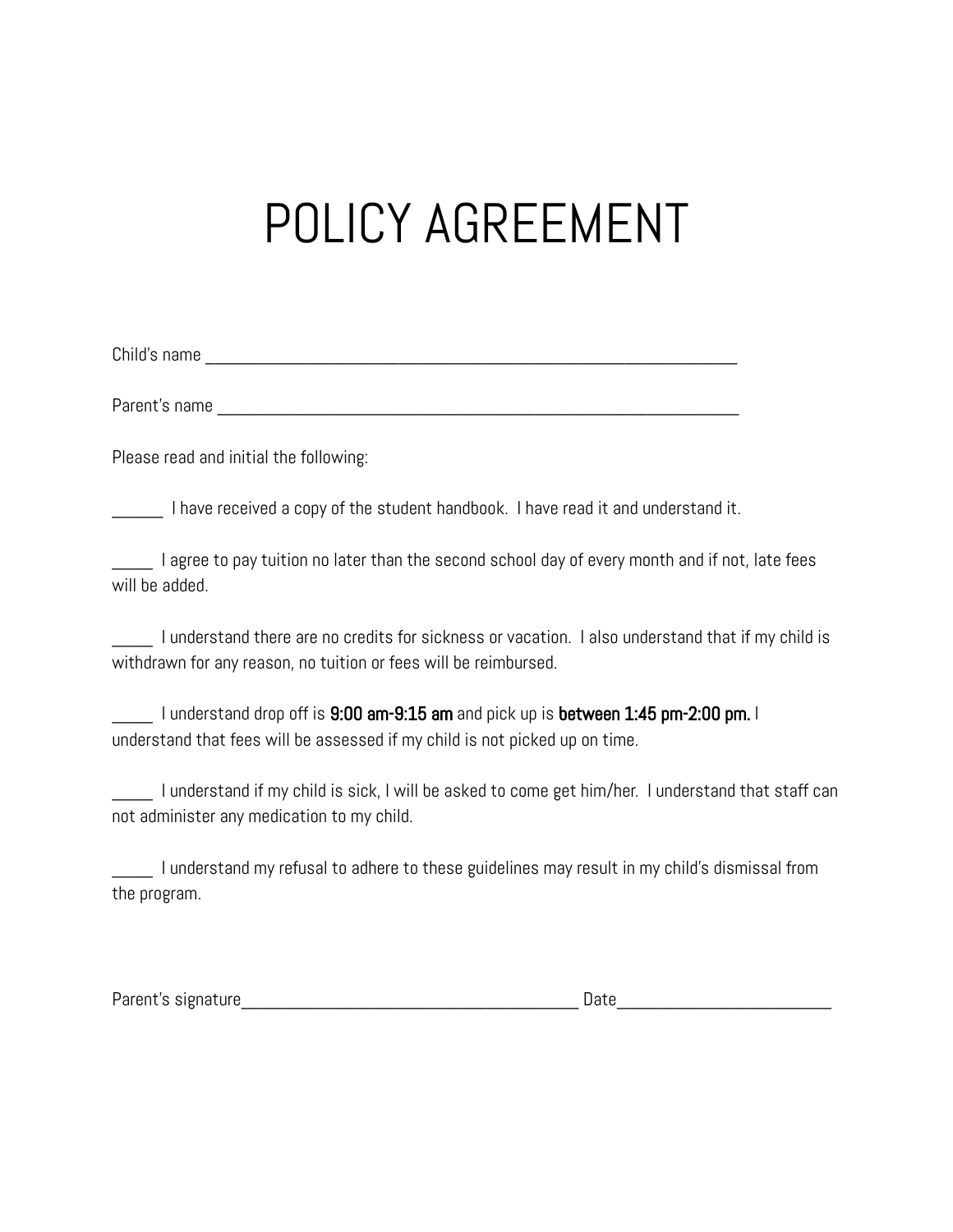# POLICY AGREEMENT

Child's name ____________________________________________________________

Parent's name ___________________________________________________________

Please read and initial the following:

______ I have received a copy of the student handbook. I have read it and understand it.

_____ I agree to pay tuition no later than the second school day of every month and if not, late fees will be added.

_____ I understand there are no credits for sickness or vacation. I also understand that if my child is withdrawn for any reason, no tuition or fees will be reimbursed.

_____ I understand drop off is **9:00 am-9:15 am** and pick up is **between 1:45 pm-2:00 pm.** I understand that fees will be assessed if my child is not picked up on time.

_____ I understand if my child is sick, I will be asked to come get him/her. I understand that staff can not administer any medication to my child.

_____ I understand my refusal to adhere to these guidelines may result in my child's dismissal from the program.

Parent's signature_______________________________________ Date_________________________